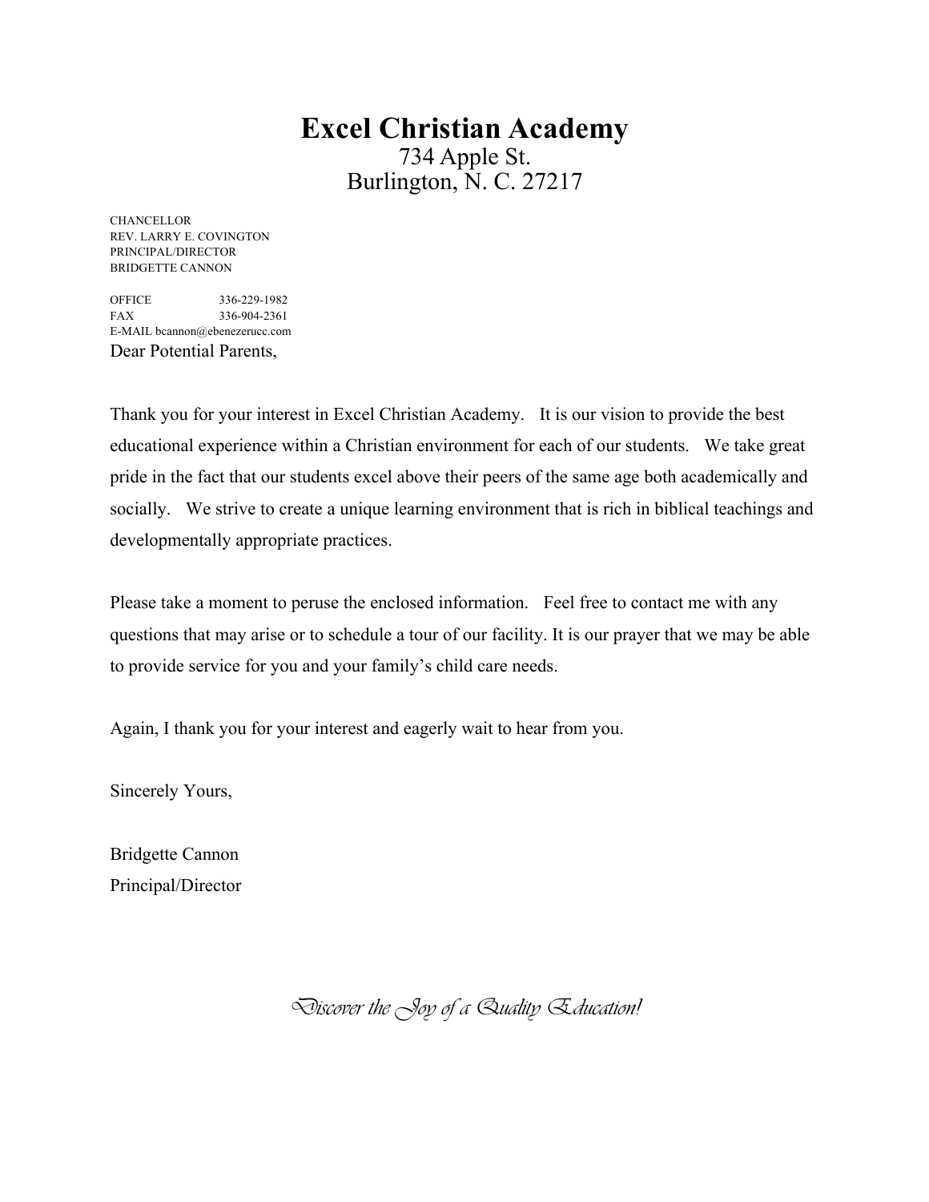# Excel Christian Academy

734 Apple St.
Burlington, N. C. 27217

CHANCELLOR
REV. LARRY E. COVINGTON
PRINCIPAL/DIRECTOR
BRIDGETTE CANNON

OFFICE 336-229-1982
FAX 336-904-2361
E-MAIL bcannon@ebenezerucc.com

Dear Potential Parents,

Thank you for your interest in Excel Christian Academy. It is our vision to provide the best educational experience within a Christian environment for each of our students. We take great pride in the fact that our students excel above their peers of the same age both academically and socially. We strive to create a unique learning environment that is rich in biblical teachings and developmentally appropriate practices.

Please take a moment to peruse the enclosed information. Feel free to contact me with any questions that may arise or to schedule a tour of our facility. It is our prayer that we may be able to provide service for you and your family's child care needs.

Again, I thank you for your interest and eagerly wait to hear from you.

Sincerely Yours,

Bridgette Cannon
Principal/Director

*Discover the Joy of a Quality Education!*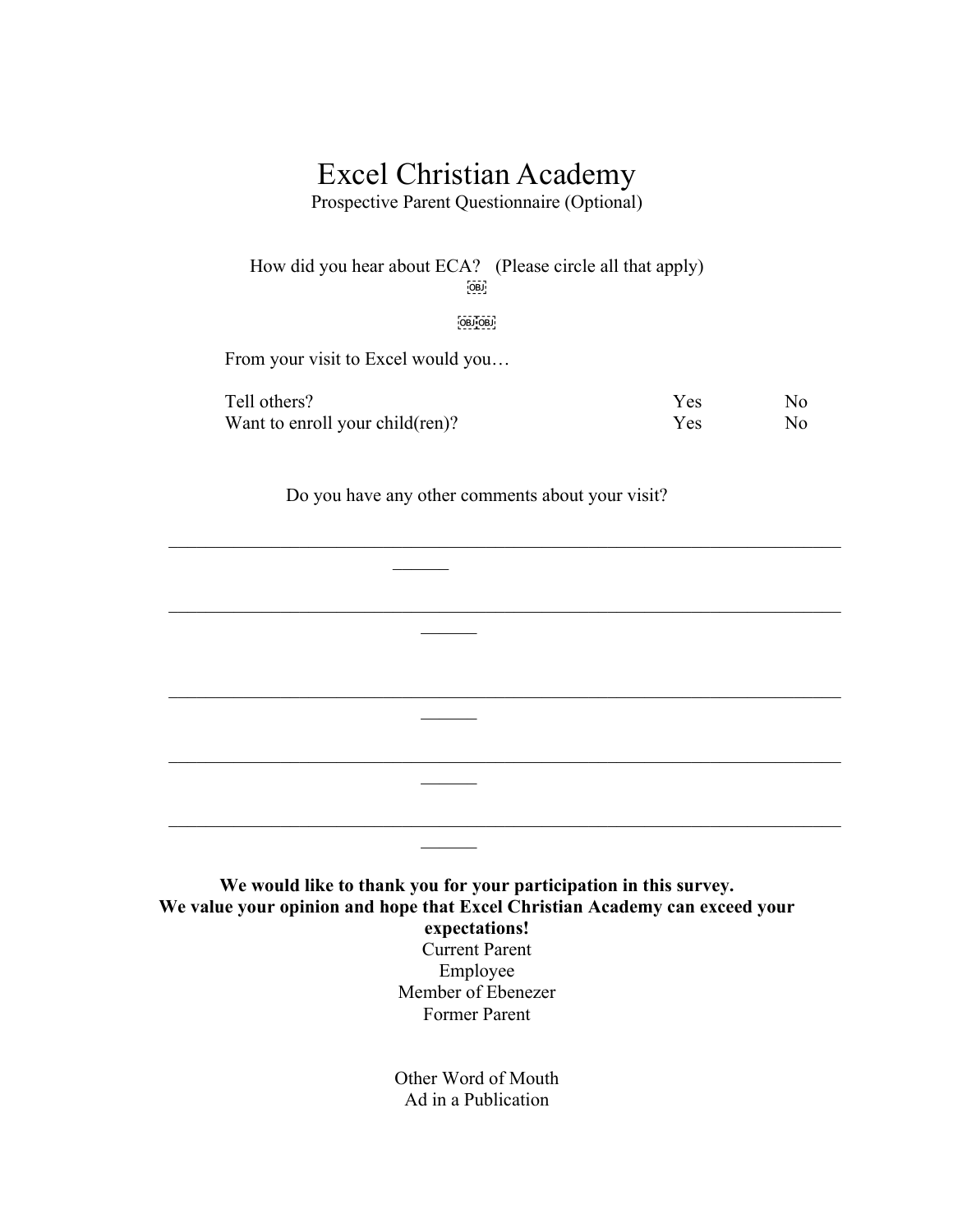# Excel Christian Academy

Prospective Parent Questionnaire (Optional)

How did you hear about ECA? (Please circle all that apply)

From your visit to Excel would you…

| | | |
|---|---|---|
| Tell others? | Yes | No |
| Want to enroll your child(ren)? | Yes | No |

Do you have any other comments about your visit?

______________________________________________________________________

______________________________________________________________________

______________________________________________________________________

______________________________________________________________________

______________________________________________________________________

**We would like to thank you for your participation in this survey.**
**We value your opinion and hope that Excel Christian Academy can exceed your expectations!**

Current Parent
Employee
Member of Ebenezer
Former Parent

Other Word of Mouth
Ad in a Publication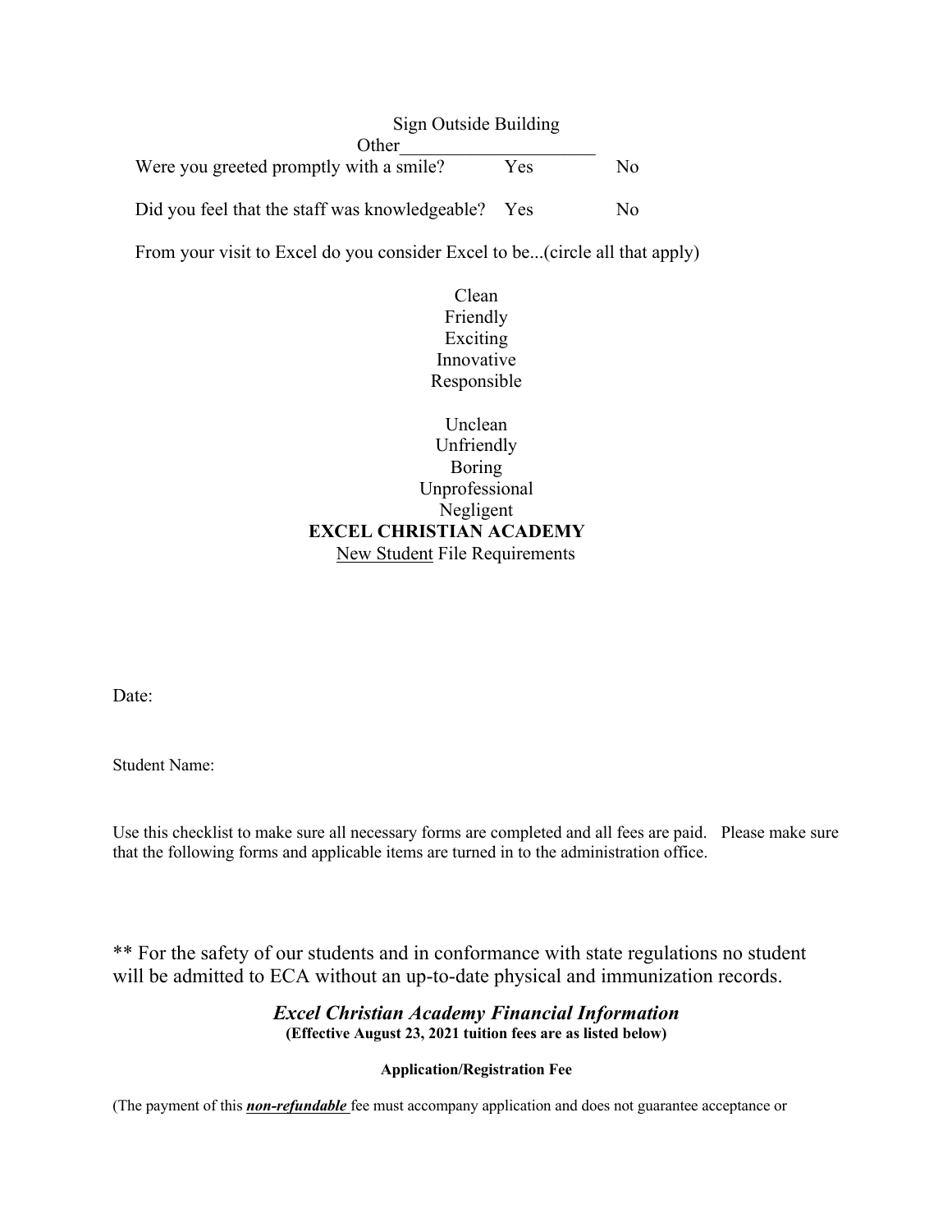Sign Outside Building

Other____________________

Were you greeted promptly with a smile? Yes No

Did you feel that the staff was knowledgeable? Yes No

From your visit to Excel do you consider Excel to be...(circle all that apply)

Clean
Friendly
Exciting
Innovative
Responsible

Unclean
Unfriendly
Boring
Unprofessional
Negligent

**EXCEL CHRISTIAN ACADEMY**

New Student File Requirements

Date:

Student Name:

Use this checklist to make sure all necessary forms are completed and all fees are paid. Please make sure that the following forms and applicable items are turned in to the administration office.

** For the safety of our students and in conformance with state regulations no student will be admitted to ECA without an up-to-date physical and immunization records.

***Excel Christian Academy Financial Information***

**(Effective August 23, 2021 tuition fees are as listed below)**

**Application/Registration Fee**

(The payment of this ***non-refundable*** fee must accompany application and does not guarantee acceptance or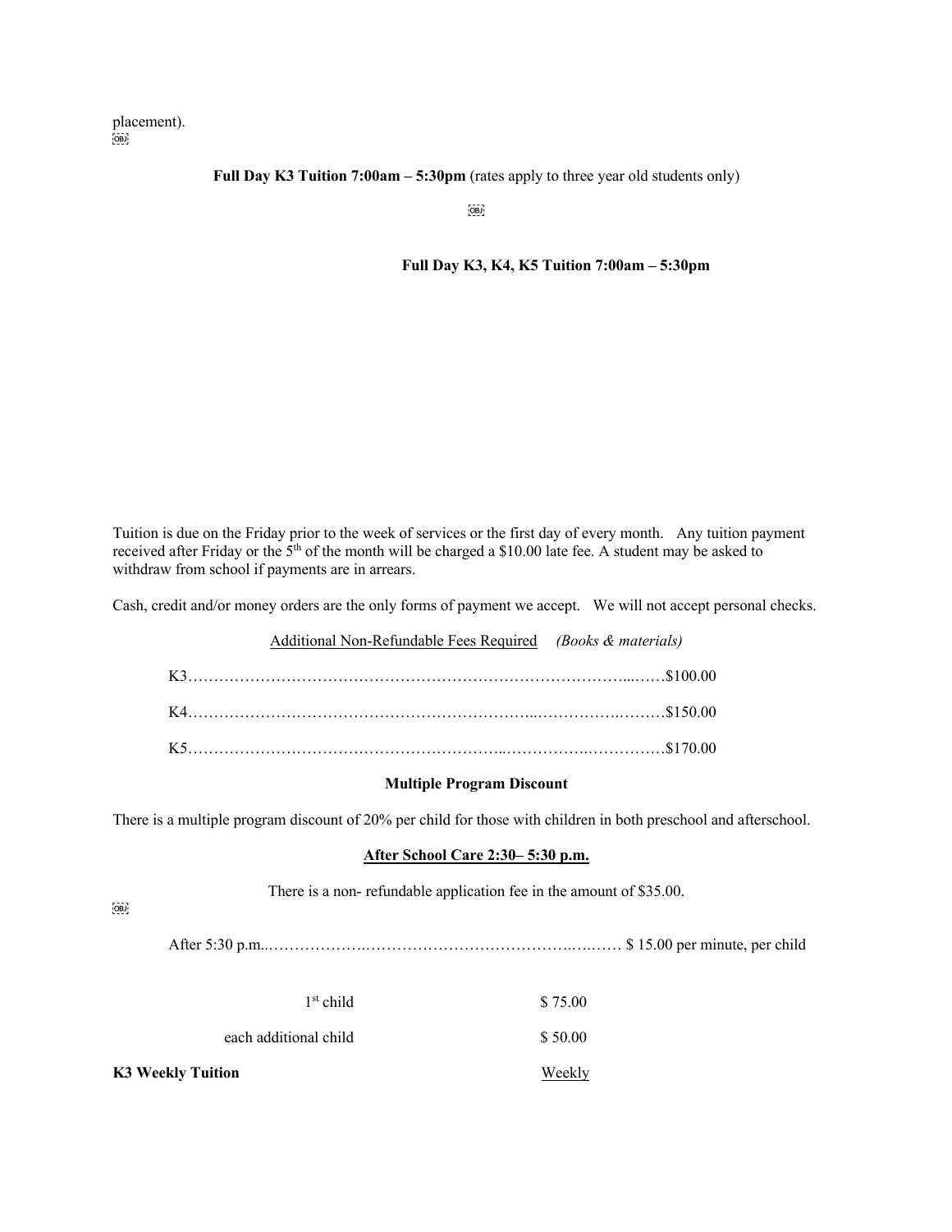placement).

**Full Day K3 Tuition 7:00am – 5:30pm** (rates apply to three year old students only)

**Full Day K3, K4, K5 Tuition 7:00am – 5:30pm**

Tuition is due on the Friday prior to the week of services or the first day of every month. Any tuition payment received after Friday or the 5th of the month will be charged a $10.00 late fee. A student may be asked to withdraw from school if payments are in arrears.

Cash, credit and/or money orders are the only forms of payment we accept. We will not accept personal checks.

<u>Additional Non-Refundable Fees Required</u> *(Books & materials)*

K3……………………………………………………………………………...……$100.00

K4…………………………………………………………..…………….………$150.00

K5……………………………………………………..……………..……………$170.00

**Multiple Program Discount**

There is a multiple program discount of 20% per child for those with children in both preschool and afterschool.

**<u>After School Care 2:30– 5:30 p.m.</u>**

There is a non- refundable application fee in the amount of $35.00.

After 5:30 p.m..……………….……………………………….….…… $ 15.00 per minute, per child

| | |
|---|---|
| 1st child | $ 75.00 |
| each additional child | $ 50.00 |

| **K3 Weekly Tuition** | <u>Weekly</u> |
|---|---|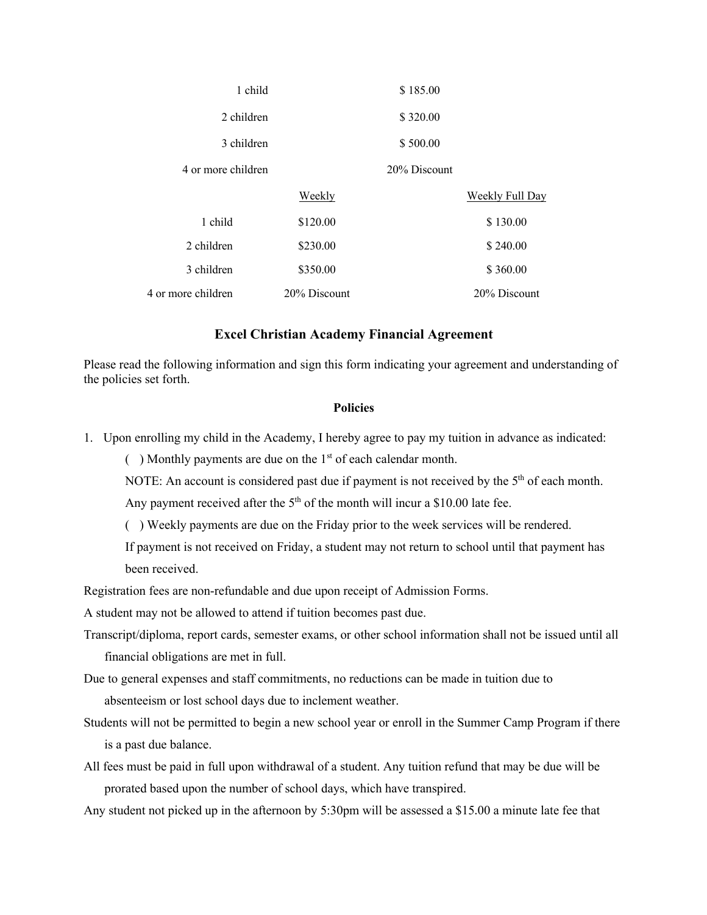| | |
|---|---|
| 1 child | $ 185.00 |
| 2 children | $ 320.00 |
| 3 children | $ 500.00 |
| 4 or more children | 20% Discount |

| | Weekly | Weekly Full Day |
|---|---|---|
| 1 child | $120.00 | $ 130.00 |
| 2 children | $230.00 | $ 240.00 |
| 3 children | $350.00 | $ 360.00 |
| 4 or more children | 20% Discount | 20% Discount |

## Excel Christian Academy Financial Agreement

Please read the following information and sign this form indicating your agreement and understanding of the policies set forth.

### Policies

1. Upon enrolling my child in the Academy, I hereby agree to pay my tuition in advance as indicated:

    ( ) Monthly payments are due on the 1st of each calendar month.

    NOTE: An account is considered past due if payment is not received by the 5th of each month. Any payment received after the 5th of the month will incur a $10.00 late fee.

    ( ) Weekly payments are due on the Friday prior to the week services will be rendered. If payment is not received on Friday, a student may not return to school until that payment has been received.

Registration fees are non-refundable and due upon receipt of Admission Forms.

A student may not be allowed to attend if tuition becomes past due.

Transcript/diploma, report cards, semester exams, or other school information shall not be issued until all financial obligations are met in full.

Due to general expenses and staff commitments, no reductions can be made in tuition due to absenteeism or lost school days due to inclement weather.

Students will not be permitted to begin a new school year or enroll in the Summer Camp Program if there is a past due balance.

All fees must be paid in full upon withdrawal of a student. Any tuition refund that may be due will be prorated based upon the number of school days, which have transpired.

Any student not picked up in the afternoon by 5:30pm will be assessed a $15.00 a minute late fee that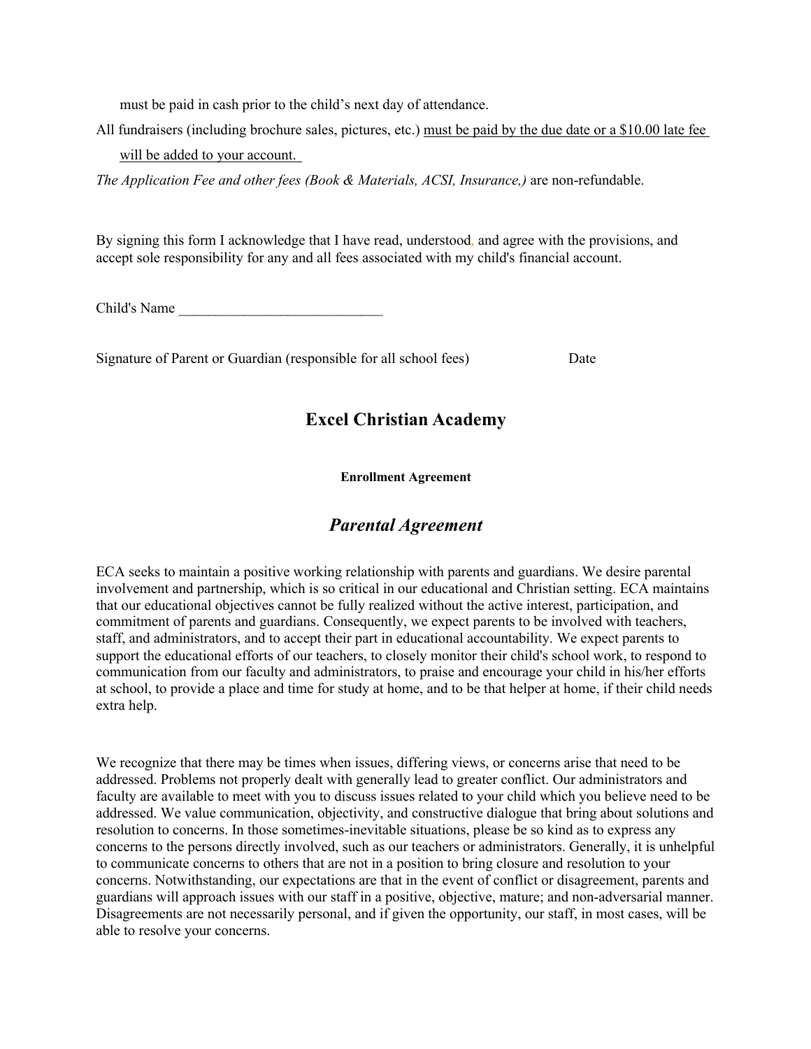must be paid in cash prior to the child's next day of attendance.

All fundraisers (including brochure sales, pictures, etc.) <u>must be paid by the due date or a $10.00 late fee will be added to your account.</u>

*The Application Fee and other fees (Book & Materials, ACSI, Insurance,)* are non-refundable.

By signing this form I acknowledge that I have read, understood, and agree with the provisions, and accept sole responsibility for any and all fees associated with my child's financial account.

Child's Name ____________________________

Signature of Parent or Guardian (responsible for all school fees) Date

## Excel Christian Academy

**Enrollment Agreement**

## *Parental Agreement*

ECA seeks to maintain a positive working relationship with parents and guardians. We desire parental involvement and partnership, which is so critical in our educational and Christian setting. ECA maintains that our educational objectives cannot be fully realized without the active interest, participation, and commitment of parents and guardians. Consequently, we expect parents to be involved with teachers, staff, and administrators, and to accept their part in educational accountability. We expect parents to support the educational efforts of our teachers, to closely monitor their child's school work, to respond to communication from our faculty and administrators, to praise and encourage your child in his/her efforts at school, to provide a place and time for study at home, and to be that helper at home, if their child needs extra help.

We recognize that there may be times when issues, differing views, or concerns arise that need to be addressed. Problems not properly dealt with generally lead to greater conflict. Our administrators and faculty are available to meet with you to discuss issues related to your child which you believe need to be addressed. We value communication, objectivity, and constructive dialogue that bring about solutions and resolution to concerns. In those sometimes-inevitable situations, please be so kind as to express any concerns to the persons directly involved, such as our teachers or administrators. Generally, it is unhelpful to communicate concerns to others that are not in a position to bring closure and resolution to your concerns. Notwithstanding, our expectations are that in the event of conflict or disagreement, parents and guardians will approach issues with our staff in a positive, objective, mature; and non-adversarial manner. Disagreements are not necessarily personal, and if given the opportunity, our staff, in most cases, will be able to resolve your concerns.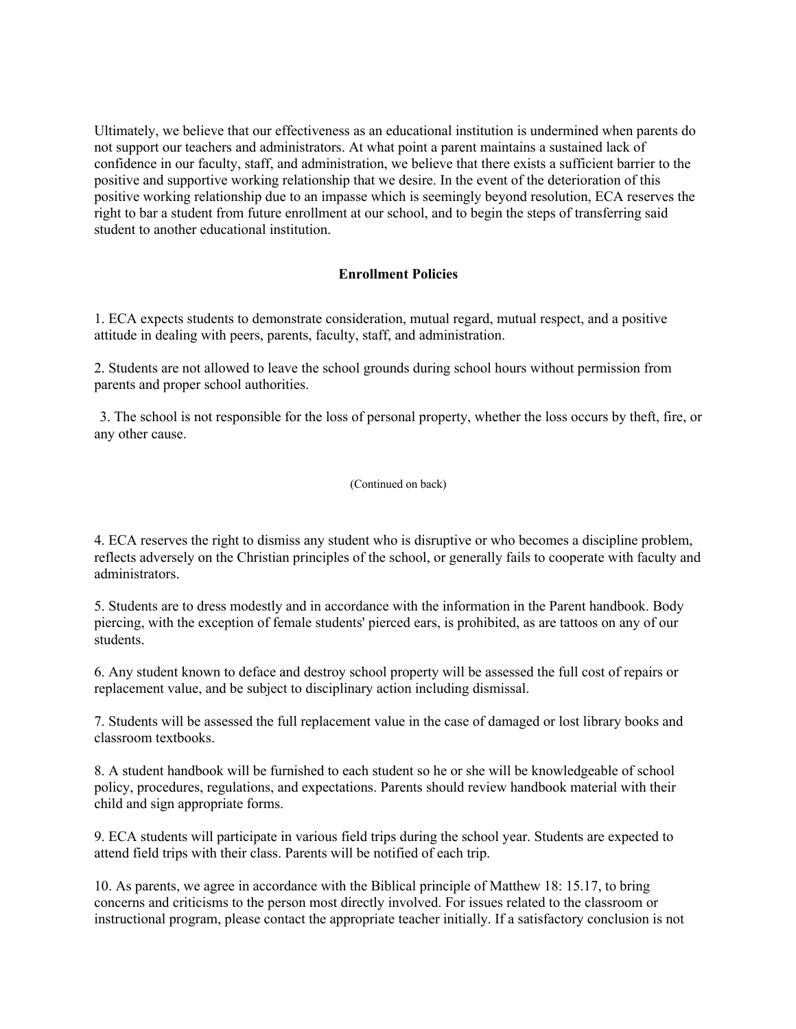Ultimately, we believe that our effectiveness as an educational institution is undermined when parents do not support our teachers and administrators. At what point a parent maintains a sustained lack of confidence in our faculty, staff, and administration, we believe that there exists a sufficient barrier to the positive and supportive working relationship that we desire. In the event of the deterioration of this positive working relationship due to an impasse which is seemingly beyond resolution, ECA reserves the right to bar a student from future enrollment at our school, and to begin the steps of transferring said student to another educational institution.

## Enrollment Policies

1. ECA expects students to demonstrate consideration, mutual regard, mutual respect, and a positive attitude in dealing with peers, parents, faculty, staff, and administration.

2. Students are not allowed to leave the school grounds during school hours without permission from parents and proper school authorities.

3. The school is not responsible for the loss of personal property, whether the loss occurs by theft, fire, or any other cause.

(Continued on back)

4. ECA reserves the right to dismiss any student who is disruptive or who becomes a discipline problem, reflects adversely on the Christian principles of the school, or generally fails to cooperate with faculty and administrators.

5. Students are to dress modestly and in accordance with the information in the Parent handbook. Body piercing, with the exception of female students' pierced ears, is prohibited, as are tattoos on any of our students.

6. Any student known to deface and destroy school property will be assessed the full cost of repairs or replacement value, and be subject to disciplinary action including dismissal.

7. Students will be assessed the full replacement value in the case of damaged or lost library books and classroom textbooks.

8. A student handbook will be furnished to each student so he or she will be knowledgeable of school policy, procedures, regulations, and expectations. Parents should review handbook material with their child and sign appropriate forms.

9. ECA students will participate in various field trips during the school year. Students are expected to attend field trips with their class. Parents will be notified of each trip.

10. As parents, we agree in accordance with the Biblical principle of Matthew 18: 15.17, to bring concerns and criticisms to the person most directly involved. For issues related to the classroom or instructional program, please contact the appropriate teacher initially. If a satisfactory conclusion is not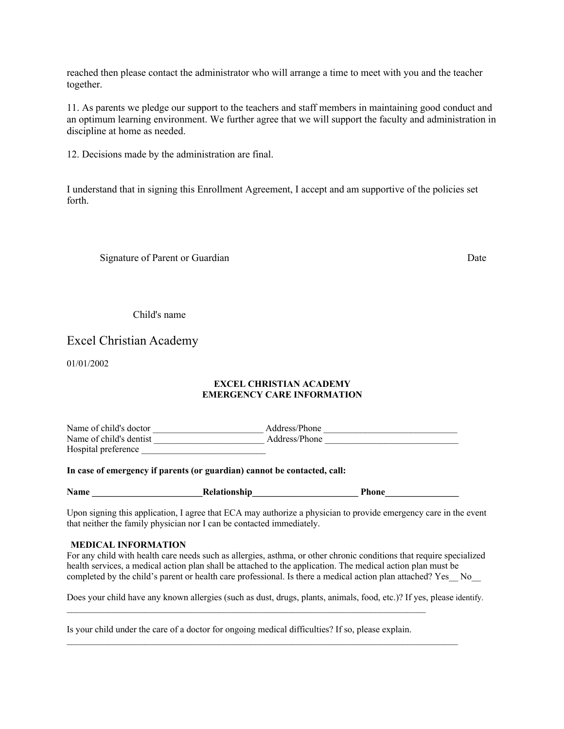reached then please contact the administrator who will arrange a time to meet with you and the teacher together.

11. As parents we pledge our support to the teachers and staff members in maintaining good conduct and an optimum learning environment. We further agree that we will support the faculty and administration in discipline at home as needed.

12. Decisions made by the administration are final.

I understand that in signing this Enrollment Agreement, I accept and am supportive of the policies set forth.

Signature of Parent or Guardian Date

Child's name

Excel Christian Academy

01/01/2002

**EXCEL CHRISTIAN ACADEMY**
**EMERGENCY CARE INFORMATION**

Name of child's doctor ________________________ Address/Phone _____________________________
Name of child's dentist ________________________ Address/Phone _____________________________
Hospital preference ___________________________

**In case of emergency if parents (or guardian) cannot be contacted, call:**

**Name ________________________Relationship_______________________ Phone________________**

Upon signing this application, I agree that ECA may authorize a physician to provide emergency care in the event that neither the family physician nor I can be contacted immediately.

**MEDICAL INFORMATION**

For any child with health care needs such as allergies, asthma, or other chronic conditions that require specialized health services, a medical action plan shall be attached to the application. The medical action plan must be completed by the child's parent or health care professional. Is there a medical action plan attached? Yes__ No__

Does your child have any known allergies (such as dust, drugs, plants, animals, food, etc.)? If yes, please identify.
_______________________________________________________________________________

Is your child under the care of a doctor for ongoing medical difficulties? If so, please explain.
______________________________________________________________________________________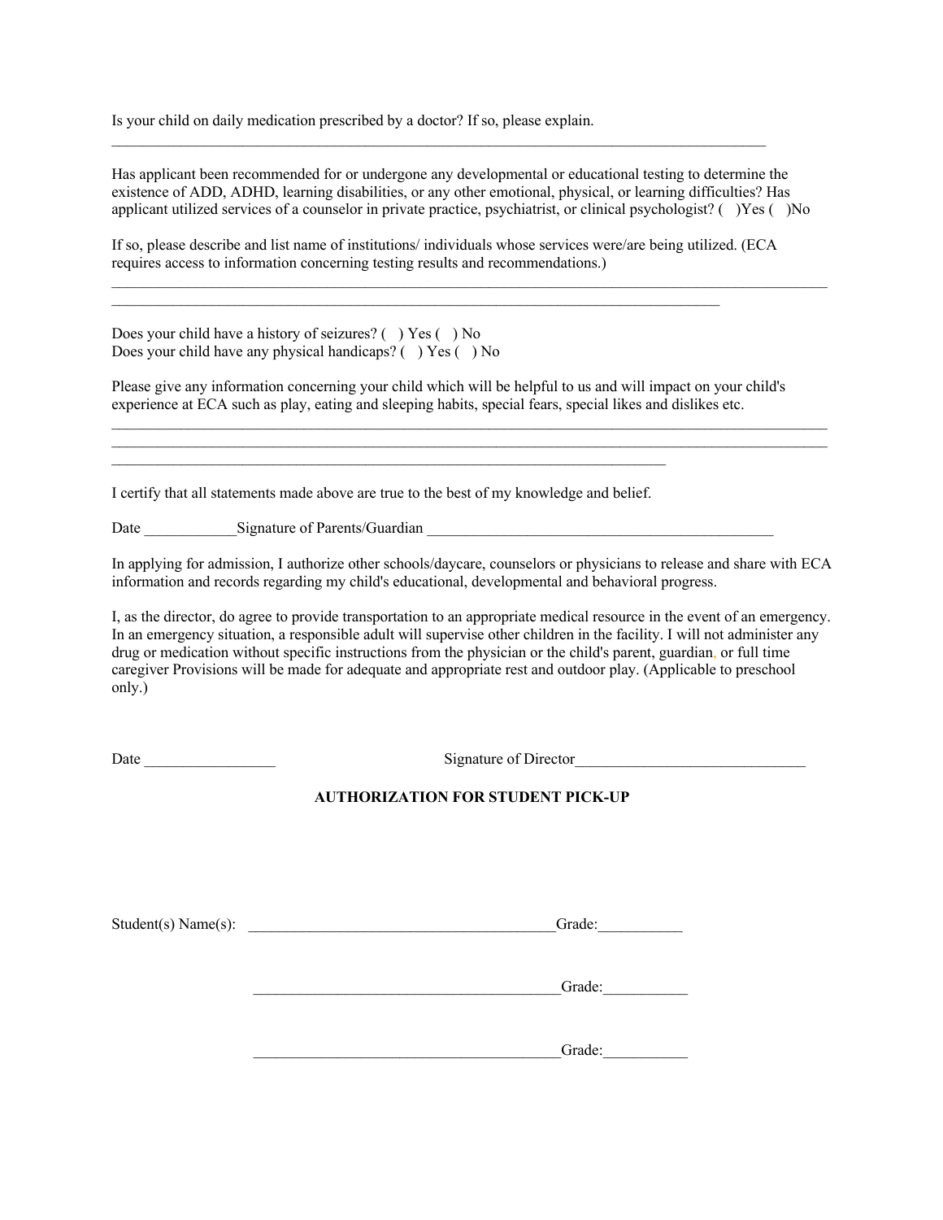Is your child on daily medication prescribed by a doctor? If so, please explain.
___________________________________________________________________________________________

Has applicant been recommended for or undergone any developmental or educational testing to determine the existence of ADD, ADHD, learning disabilities, or any other emotional, physical, or learning difficulties? Has applicant utilized services of a counselor in private practice, psychiatrist, or clinical psychologist? (  )Yes (  )No

If so, please describe and list name of institutions/ individuals whose services were/are being utilized. (ECA requires access to information concerning testing results and recommendations.)
___________________________________________________________________________________________
___________________________________________________________________________________________

Does your child have a history of seizures? (  ) Yes (  ) No
Does your child have any physical handicaps? (  ) Yes (  ) No

Please give any information concerning your child which will be helpful to us and will impact on your child's experience at ECA such as play, eating and sleeping habits, special fears, special likes and dislikes etc.
___________________________________________________________________________________________
___________________________________________________________________________________________
___________________________________________________________________________________________

I certify that all statements made above are true to the best of my knowledge and belief.

Date ____________Signature of Parents/Guardian ______________________________________________

In applying for admission, I authorize other schools/daycare, counselors or physicians to release and share with ECA information and records regarding my child's educational, developmental and behavioral progress.

I, as the director, do agree to provide transportation to an appropriate medical resource in the event of an emergency. In an emergency situation, a responsible adult will supervise other children in the facility. I will not administer any drug or medication without specific instructions from the physician or the child's parent, guardian. or full time caregiver Provisions will be made for adequate and appropriate rest and outdoor play. (Applicable to preschool only.)

Date _________________ Signature of Director______________________________

**AUTHORIZATION FOR STUDENT PICK-UP**

Student(s) Name(s): ________________________________________Grade:___________

________________________________________Grade:___________

________________________________________Grade:___________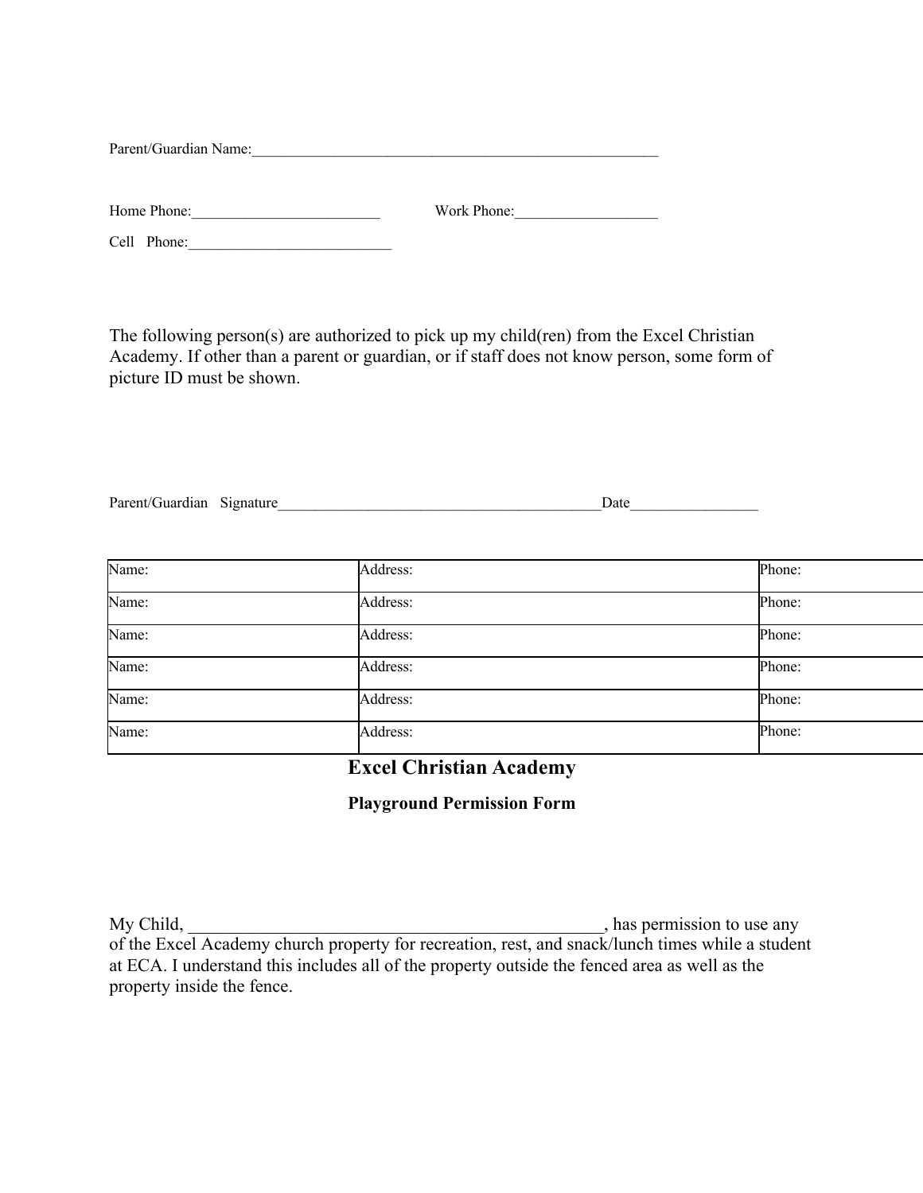Parent/Guardian Name:___________________________________________________________

Home Phone:__________________________ Work Phone:___________________

Cell Phone:____________________________

The following person(s) are authorized to pick up my child(ren) from the Excel Christian Academy. If other than a parent or guardian, or if staff does not know person, some form of picture ID must be shown.

Parent/Guardian Signature______________________________________________Date_________________

| Name: | Address: | Phone: |
|---|---|---|
| Name: | Address: | Phone: |
| Name: | Address: | Phone: |
| Name: | Address: | Phone: |
| Name: | Address: | Phone: |
| Name: | Address: | Phone: |

# Excel Christian Academy

## Playground Permission Form

My Child, ___________________________________________________, has permission to use any of the Excel Academy church property for recreation, rest, and snack/lunch times while a student at ECA. I understand this includes all of the property outside the fenced area as well as the property inside the fence.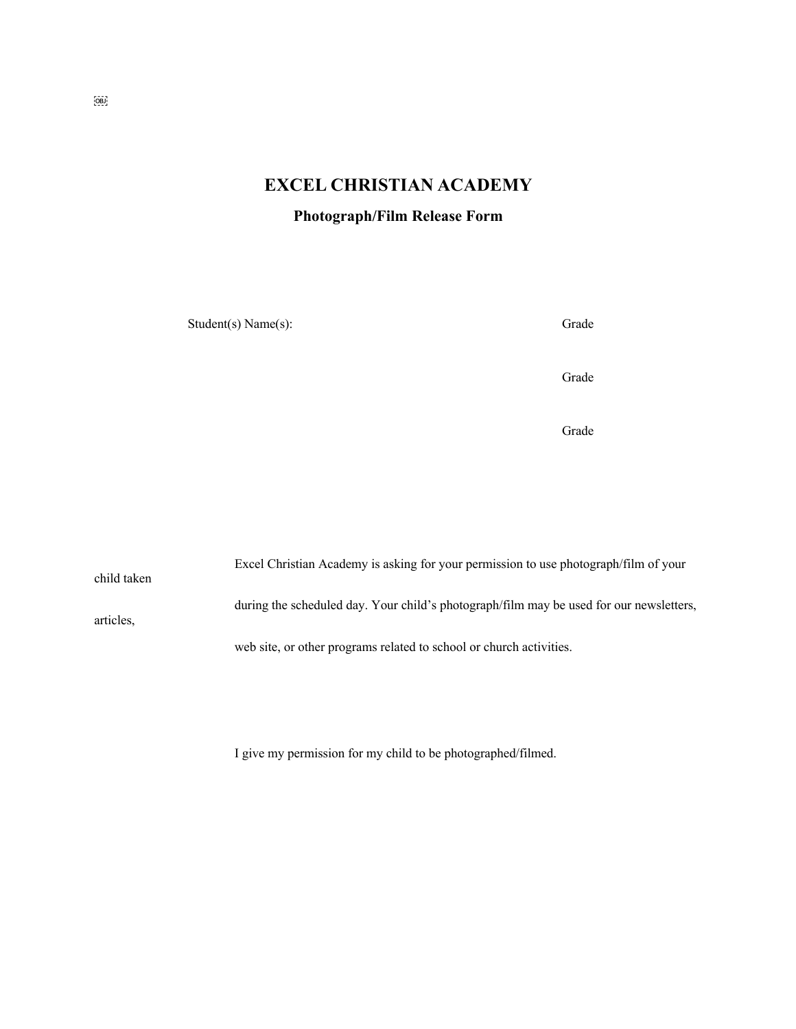# EXCEL CHRISTIAN ACADEMY

## Photograph/Film Release Form

Student(s) Name(s): Grade

Grade

Grade

Excel Christian Academy is asking for your permission to use photograph/film of your child taken during the scheduled day. Your child's photograph/film may be used for our newsletters, articles, web site, or other programs related to school or church activities.

I give my permission for my child to be photographed/filmed.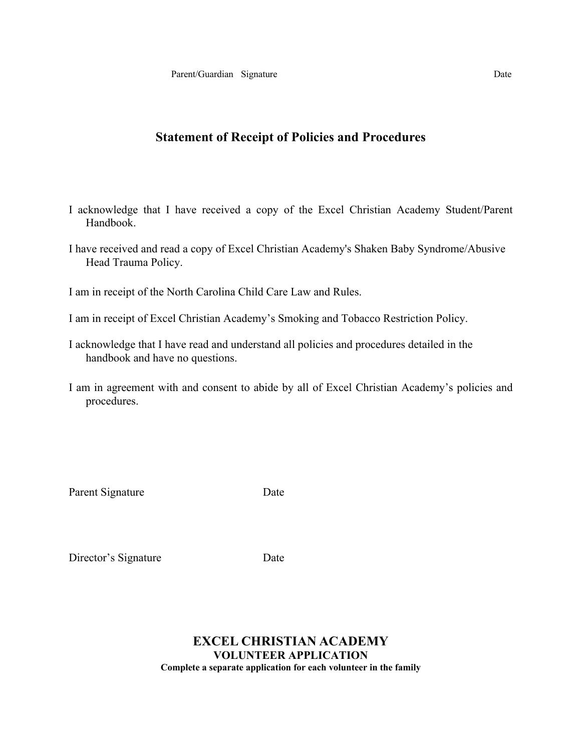Parent/Guardian Signature Date

## Statement of Receipt of Policies and Procedures

I acknowledge that I have received a copy of the Excel Christian Academy Student/Parent Handbook.

I have received and read a copy of Excel Christian Academy's Shaken Baby Syndrome/Abusive Head Trauma Policy.

I am in receipt of the North Carolina Child Care Law and Rules.

I am in receipt of Excel Christian Academy's Smoking and Tobacco Restriction Policy.

I acknowledge that I have read and understand all policies and procedures detailed in the handbook and have no questions.

I am in agreement with and consent to abide by all of Excel Christian Academy's policies and procedures.

Parent Signature Date

Director's Signature Date

## EXCEL CHRISTIAN ACADEMY

### VOLUNTEER APPLICATION

**Complete a separate application for each volunteer in the family**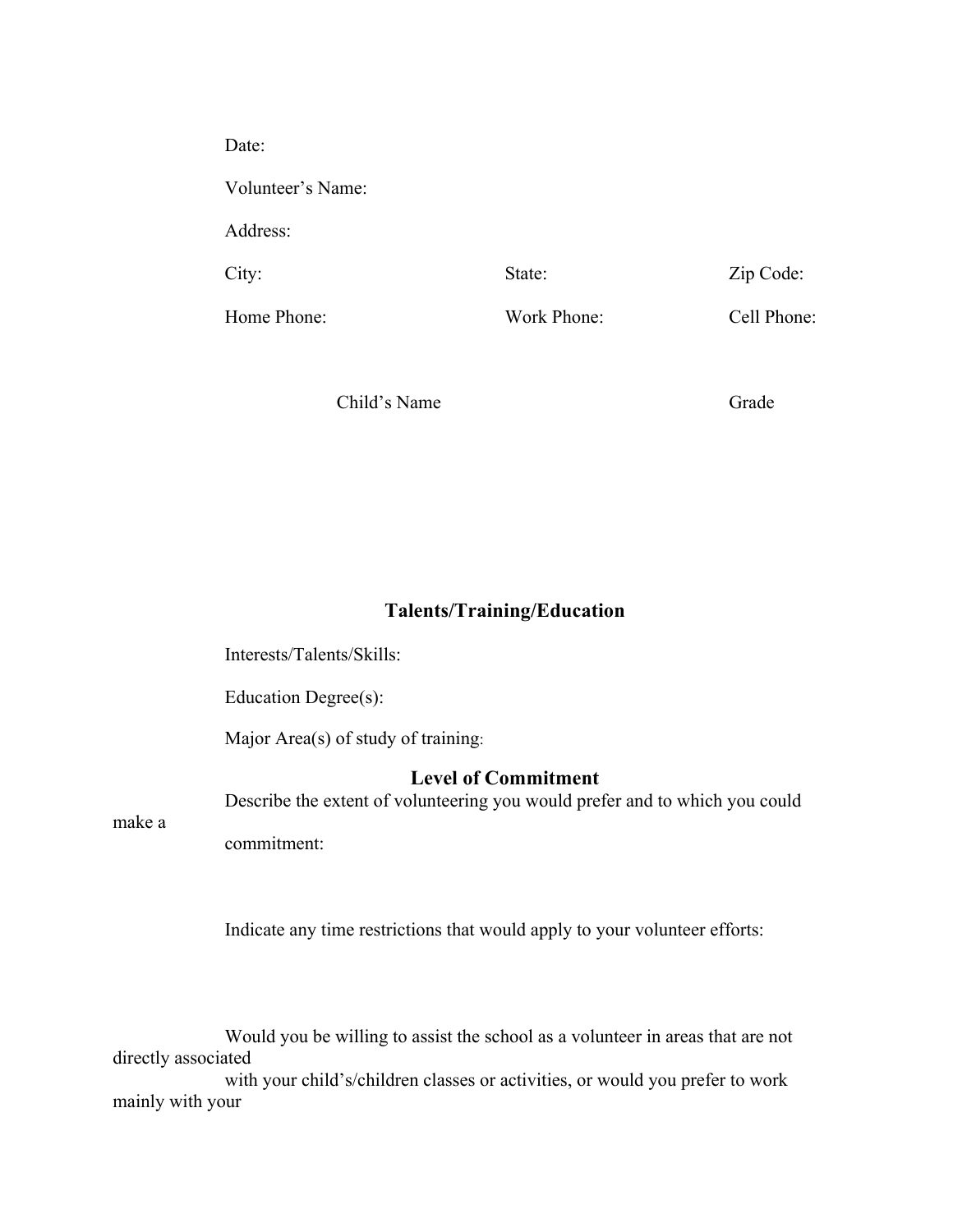Date:

Volunteer's Name:

Address:

| City: | State: | Zip Code: |
|---|---|---|
| Home Phone: | Work Phone: | Cell Phone: |

| Child's Name | Grade |
|---|---|

## Talents/Training/Education

Interests/Talents/Skills:

Education Degree(s):

Major Area(s) of study of training:

## Level of Commitment

Describe the extent of volunteering you would prefer and to which you could make a commitment:

Indicate any time restrictions that would apply to your volunteer efforts:

Would you be willing to assist the school as a volunteer in areas that are not directly associated with your child's/children classes or activities, or would you prefer to work mainly with your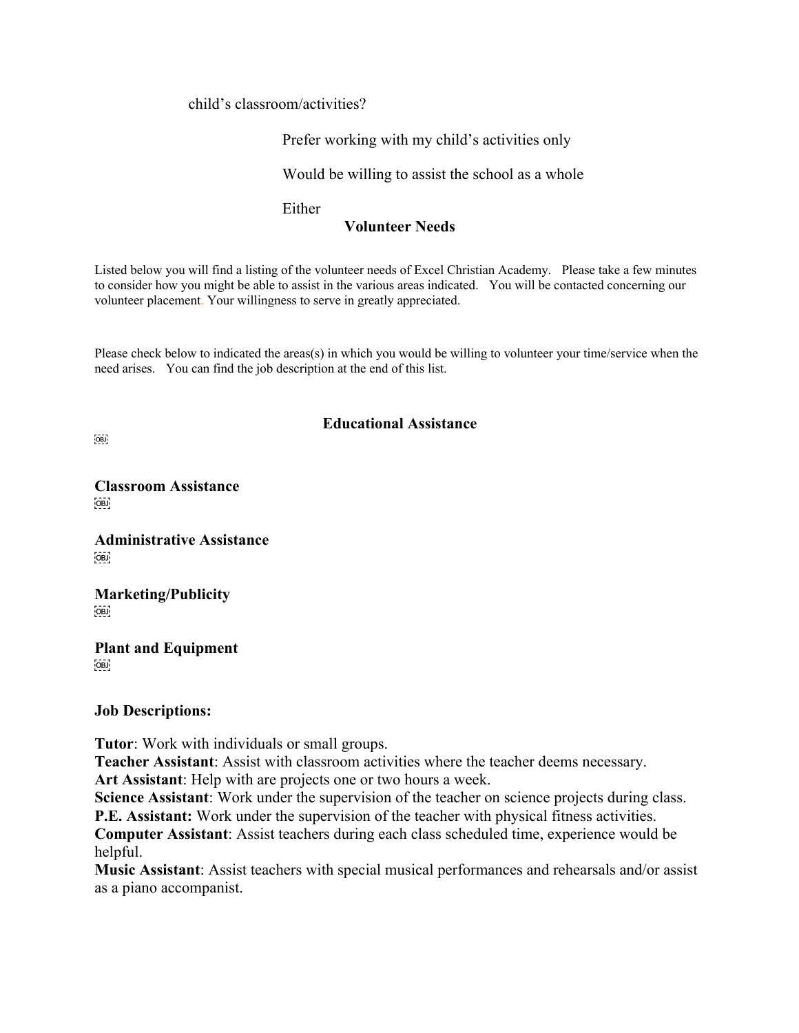child's classroom/activities?

Prefer working with my child's activities only

Would be willing to assist the school as a whole

Either

## Volunteer Needs

Listed below you will find a listing of the volunteer needs of Excel Christian Academy. Please take a few minutes to consider how you might be able to assist in the various areas indicated. You will be contacted concerning our volunteer placement. Your willingness to serve in greatly appreciated.

Please check below to indicated the areas(s) in which you would be willing to volunteer your time/service when the need arises. You can find the job description at the end of this list.

### Educational Assistance

**Classroom Assistance**

**Administrative Assistance**

**Marketing/Publicity**

**Plant and Equipment**

**Job Descriptions:**

**Tutor**: Work with individuals or small groups.
**Teacher Assistant**: Assist with classroom activities where the teacher deems necessary.
**Art Assistant**: Help with are projects one or two hours a week.
**Science Assistant**: Work under the supervision of the teacher on science projects during class.
**P.E. Assistant:** Work under the supervision of the teacher with physical fitness activities.
**Computer Assistant**: Assist teachers during each class scheduled time, experience would be helpful.
**Music Assistant**: Assist teachers with special musical performances and rehearsals and/or assist as a piano accompanist.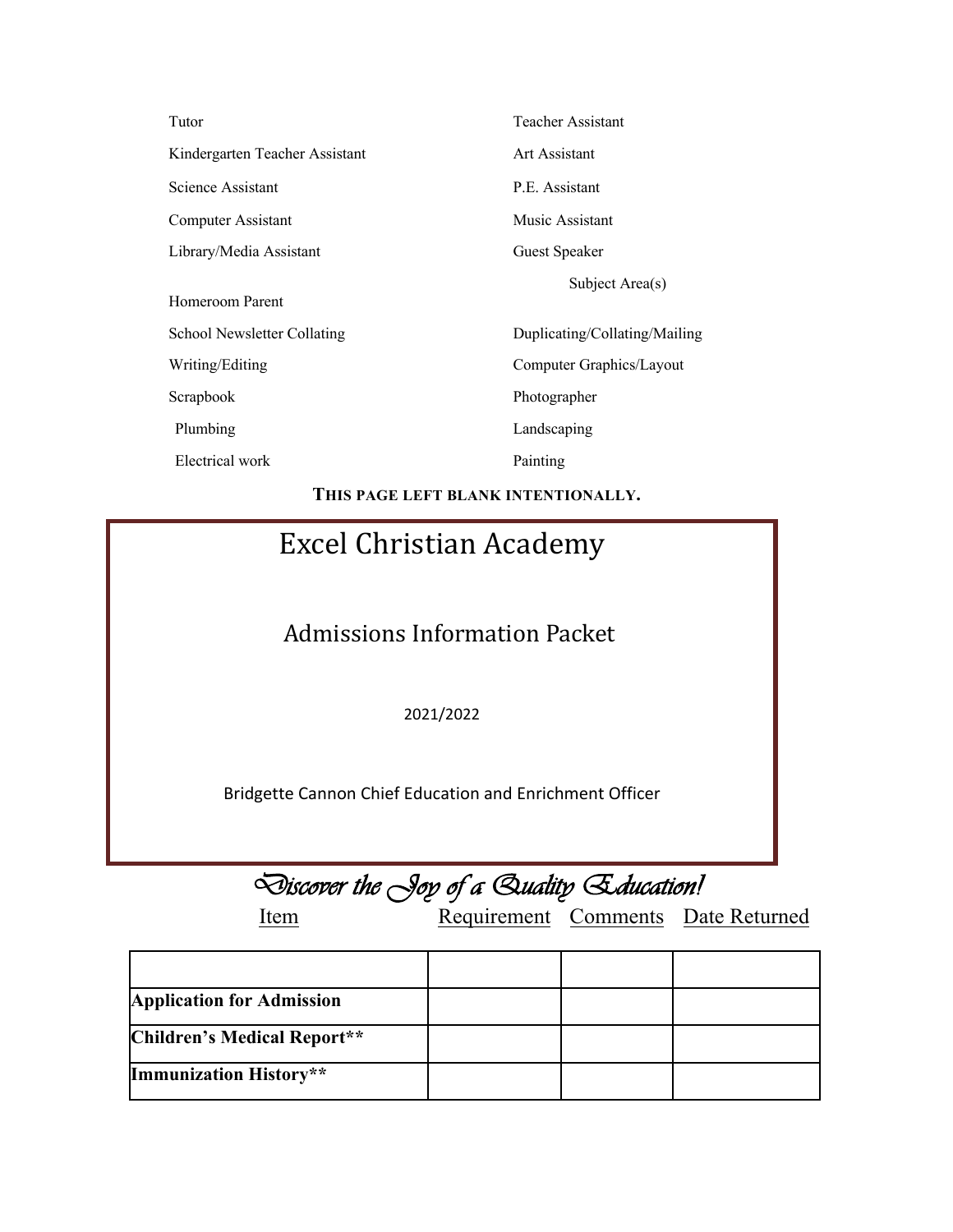Tutor

Teacher Assistant

Kindergarten Teacher Assistant

Art Assistant

Science Assistant

P.E. Assistant

Computer Assistant

Music Assistant

Library/Media Assistant

Guest Speaker

Subject Area(s)

Homeroom Parent

School Newsletter Collating

Duplicating/Collating/Mailing

Writing/Editing

Computer Graphics/Layout

Scrapbook

Photographer

Plumbing

Landscaping

Electrical work

Painting

**THIS PAGE LEFT BLANK INTENTIONALLY.**

# Excel Christian Academy

## Admissions Information Packet

2021/2022

Bridgette Cannon Chief Education and Enrichment Officer

*Discover the Joy of a Quality Education!*

| Item | Requirement | Comments | Date Returned |
|---|---|---|---|
| | | | |
| **Application for Admission** | | | |
| **Children's Medical Report**** | | | |
| **Immunization History**** | | | |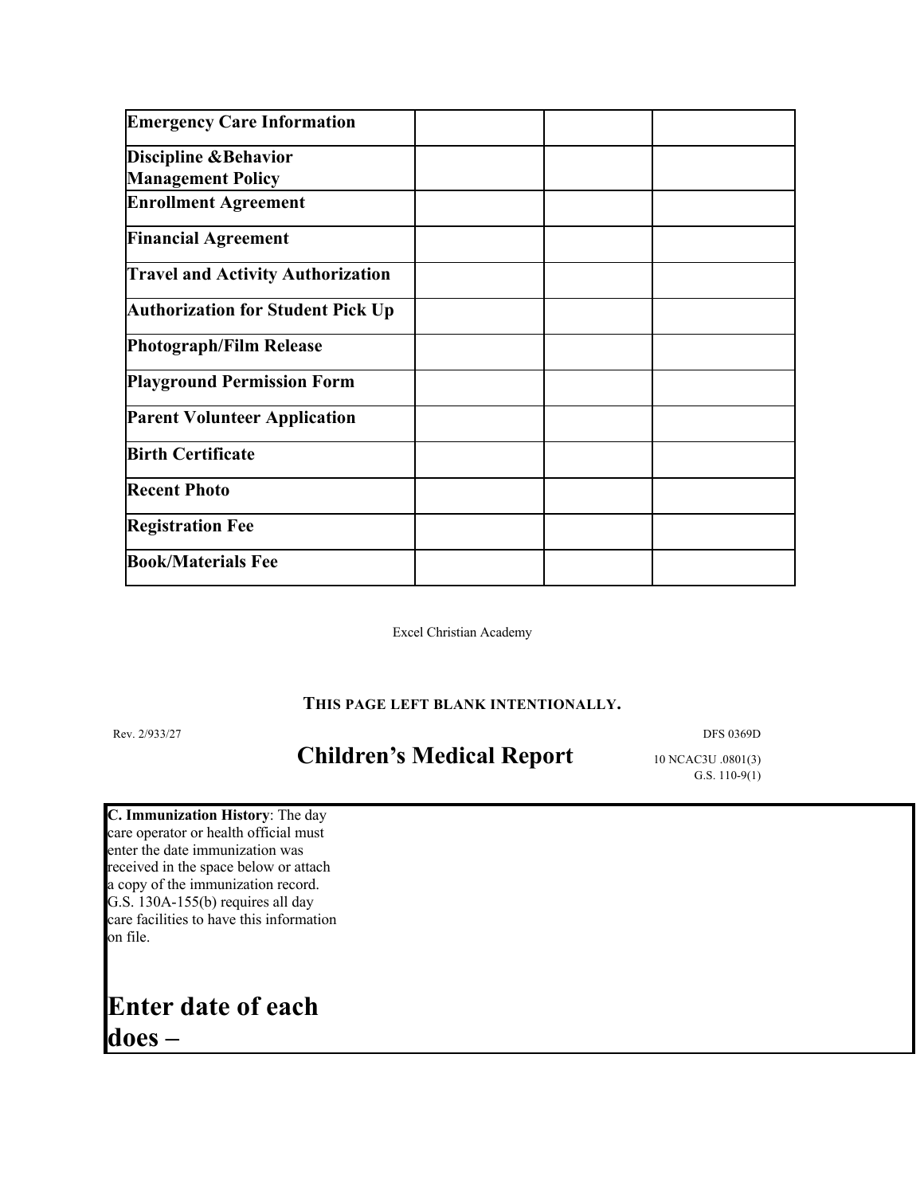| Emergency Care Information | | | |
|---|---|---|---|
| **Discipline &Behavior Management Policy** | | | |
| **Enrollment Agreement** | | | |
| **Financial Agreement** | | | |
| **Travel and Activity Authorization** | | | |
| **Authorization for Student Pick Up** | | | |
| **Photograph/Film Release** | | | |
| **Playground Permission Form** | | | |
| **Parent Volunteer Application** | | | |
| **Birth Certificate** | | | |
| **Recent Photo** | | | |
| **Registration Fee** | | | |
| **Book/Materials Fee** | | | |

Excel Christian Academy

**THIS PAGE LEFT BLANK INTENTIONALLY.**

Rev. 2/933/27

DFS 0369D

# Children's Medical Report

10 NCAC3U .0801(3)
G.S. 110-9(1)

**C. Immunization History**: The day care operator or health official must enter the date immunization was received in the space below or attach a copy of the immunization record. G.S. 130A-155(b) requires all day care facilities to have this information on file.

# Enter date of each does –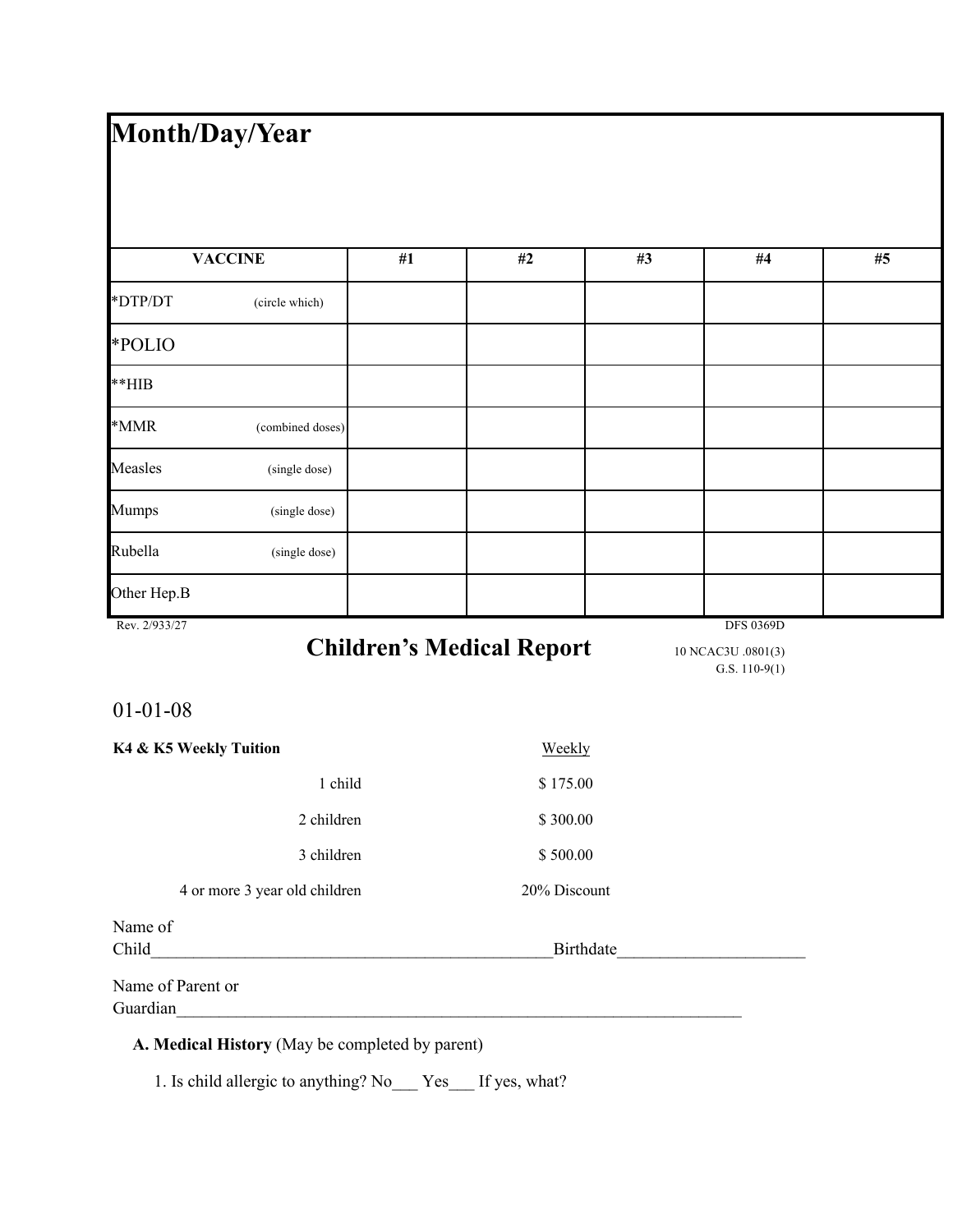| Month/Day/Year | | | | | |
|---|---|---|---|---|---|
| **VACCINE** | **#1** | **#2** | **#3** | **#4** | **#5** |
| *DTP/DT (circle which) | | | | | |
| *POLIO | | | | | |
| **HIB | | | | | |
| *MMR (combined doses) | | | | | |
| Measles (single dose) | | | | | |
| Mumps (single dose) | | | | | |
| Rubella (single dose) | | | | | |
| Other Hep.B | | | | | |

Rev. 2/933/27 DFS 0369D

# Children's Medical Report

10 NCAC3U .0801(3)
G.S. 110-9(1)

01-01-08

| **K4 & K5 Weekly Tuition** | Weekly |
|---|---|
| 1 child | $ 175.00 |
| 2 children | $ 300.00 |
| 3 children | $ 500.00 |
| 4 or more 3 year old children | 20% Discount |

Name of Child________________________________________________Birthdate_____________________

Name of Parent or Guardian_____________________________________________________________________

**A. Medical History** (May be completed by parent)

1. Is child allergic to anything? No___ Yes___ If yes, what?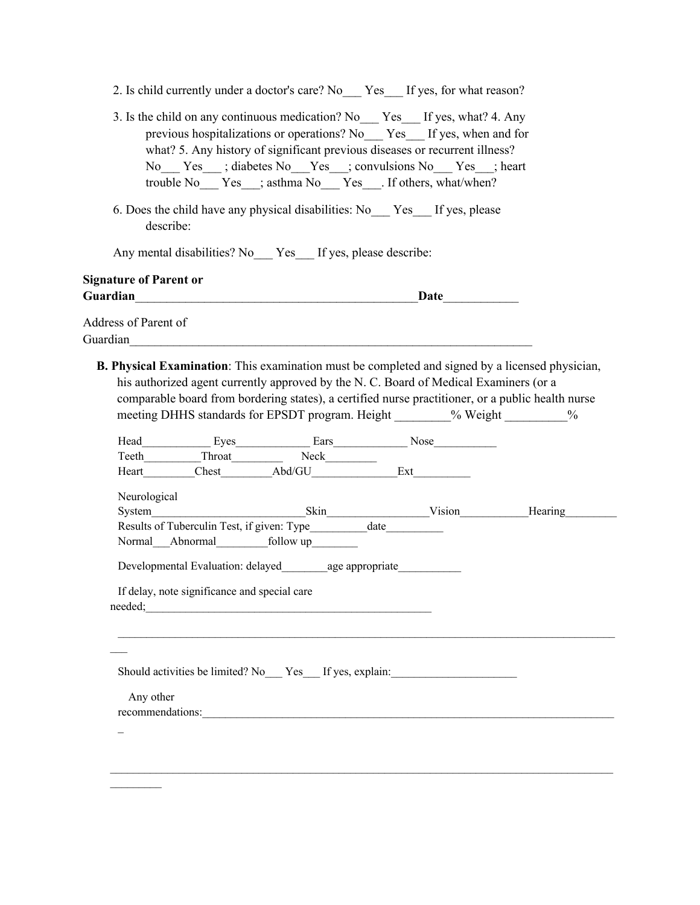2. Is child currently under a doctor's care? No___ Yes___ If yes, for what reason?

3. Is the child on any continuous medication? No___ Yes___ If yes, what? 4. Any previous hospitalizations or operations? No___ Yes___ If yes, when and for what? 5. Any history of significant previous diseases or recurrent illness? No___ Yes___ ; diabetes No___Yes___; convulsions No___ Yes___; heart trouble No___ Yes___; asthma No___ Yes___. If others, what/when?

6. Does the child have any physical disabilities: No___ Yes___ If yes, please describe:

Any mental disabilities? No___ Yes___ If yes, please describe:

**Signature of Parent or Guardian**_____________________________________________**Date**____________

Address of Parent of Guardian_________________________________________________________________

**B. Physical Examination**: This examination must be completed and signed by a licensed physician, his authorized agent currently approved by the N. C. Board of Medical Examiners (or a comparable board from bordering states), a certified nurse practitioner, or a public health nurse meeting DHHS standards for EPSDT program. Height _________% Weight __________%

Head____________ Eyes_____________ Ears_____________ Nose___________
Teeth__________Throat_________ Neck_________
Heart_________Chest_________Abd/GU_______________Ext__________

Neurological System____________________________Skin__________________Vision____________Hearing_________
Results of Tuberculin Test, if given: Type__________date__________
Normal___Abnormal_________follow up________

Developmental Evaluation: delayed________age appropriate___________

If delay, note significance and special care needed;___________________________________________________

____________________________________________________________________________________________

Should activities be limited? No___ Yes___ If yes, explain:______________________

Any other recommendations:_____________________________________________________________________________

____________________________________________________________________________________________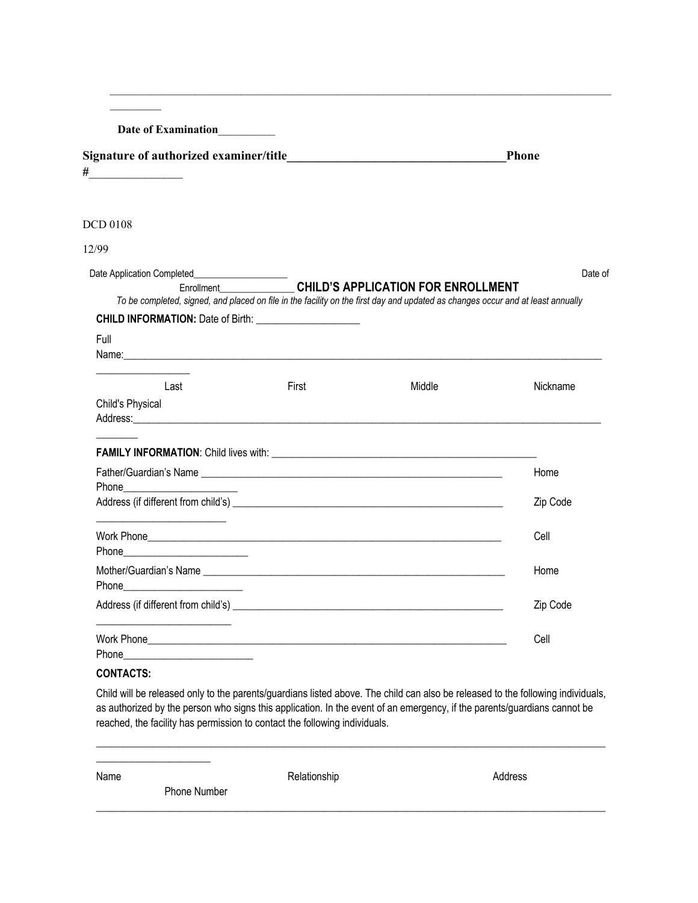______________________________________________________________________________________________

Date of Examination__________

**Signature of authorized examiner/title____________________________________Phone #________________**

DCD 0108

12/99

Date Application Completed____________________ Date of Enrollment_______________ **CHILD'S APPLICATION FOR ENROLLMENT**

*To be completed, signed, and placed on file in the facility on the first day and updated as changes occur and at least annually*

**CHILD INFORMATION:** Date of Birth: ____________________

Full Name:______________________________________________________________________________________

Last First Middle Nickname

Child's Physical Address:______________________________________________________________________________

**FAMILY INFORMATION**: Child lives with: ____________________________________________________

Father/Guardian's Name ____________________________________________________________ Home Phone______________________

Address (if different from child's) _____________________________________________________ Zip Code _________________________

Work Phone_____________________________________________________________________ Cell Phone________________________

Mother/Guardian's Name ____________________________________________________________ Home Phone______________________

Address (if different from child's) _____________________________________________________ Zip Code _________________________

Work Phone______________________________________________________________________ Cell Phone________________________

**CONTACTS:**

Child will be released only to the parents/guardians listed above. The child can also be released to the following individuals, as authorized by the person who signs this application. In the event of an emergency, if the parents/guardians cannot be reached, the facility has permission to contact the following individuals.

______________________________________________________________________________________________

Name Relationship Address Phone Number

______________________________________________________________________________________________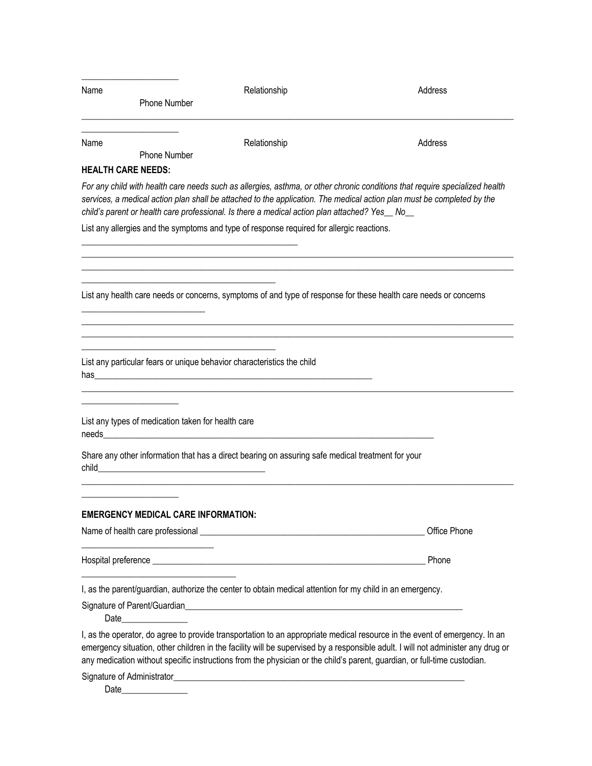\_\_\_\_\_\_\_\_\_\_\_\_\_\_\_\_\_\_\_\_\_\_

Name Relationship Address Phone Number

\_\_\_\_\_\_\_\_\_\_\_\_\_\_\_\_\_\_\_\_\_\_\_\_\_\_\_\_\_\_\_\_\_\_\_\_\_\_\_\_\_\_\_\_\_\_\_\_\_\_\_\_\_\_\_\_\_\_\_\_\_\_\_\_\_\_\_\_\_\_\_\_\_\_\_\_\_\_\_\_\_\_\_\_\_\_\_\_\_\_\_\_\_\_\_\_\_\_\_\_\_\_\_\_

\_\_\_\_\_\_\_\_\_\_\_\_\_\_\_\_\_\_\_\_\_\_

Name Relationship Address Phone Number

**HEALTH CARE NEEDS:**

*For any child with health care needs such as allergies, asthma, or other chronic conditions that require specialized health services, a medical action plan shall be attached to the application. The medical action plan must be completed by the child's parent or health care professional. Is there a medical action plan attached? Yes__ No__*

List any allergies and the symptoms and type of response required for allergic reactions.

\_\_\_\_\_\_\_\_\_\_\_\_\_\_\_\_\_\_\_\_\_\_\_\_\_\_\_\_\_\_\_\_\_\_\_\_\_\_\_\_\_\_\_\_\_\_\_\_\_\_\_\_\_\_\_\_\_\_\_\_\_\_\_\_\_\_\_\_\_\_\_\_\_\_\_\_\_\_\_\_\_\_\_\_\_\_\_\_\_\_\_\_\_\_\_\_\_\_\_\_\_\_\_\_

\_\_\_\_\_\_\_\_\_\_\_\_\_\_\_\_\_\_\_\_\_\_\_\_\_\_\_\_\_\_\_\_\_\_\_\_\_\_\_\_\_\_\_\_\_\_\_\_\_\_\_\_\_\_\_\_\_\_\_\_\_\_\_\_\_\_\_\_\_\_\_\_\_\_\_\_\_\_\_\_\_\_\_\_\_\_\_\_\_\_\_\_\_\_\_\_\_\_\_\_\_\_\_\_

List any health care needs or concerns, symptoms of and type of response for these health care needs or concerns

\_\_\_\_\_\_\_\_\_\_\_\_\_\_\_\_\_\_\_\_\_\_\_\_\_\_\_\_\_\_\_\_\_\_\_\_\_\_\_\_\_\_\_\_\_\_\_\_\_\_\_\_\_\_\_\_\_\_\_\_\_\_\_\_\_\_\_\_\_\_\_\_\_\_\_\_\_\_\_\_\_\_\_\_\_\_\_\_\_\_\_\_\_\_\_\_\_\_\_\_\_\_\_\_

\_\_\_\_\_\_\_\_\_\_\_\_\_\_\_\_\_\_\_\_\_\_\_\_\_\_\_\_\_\_\_\_\_\_\_\_\_\_\_\_\_\_\_\_\_\_\_\_\_\_\_\_\_\_\_\_\_\_\_\_\_\_\_\_\_\_\_\_\_\_\_\_\_\_\_\_\_\_\_\_\_\_\_\_\_\_\_\_\_\_\_\_\_\_\_\_\_\_\_\_\_\_\_\_

List any particular fears or unique behavior characteristics the child has\_\_\_\_\_\_\_\_\_\_\_\_\_\_\_\_\_\_\_\_\_\_\_\_\_\_\_\_\_\_\_\_\_\_\_\_\_\_\_\_\_\_\_\_\_\_\_\_\_\_\_\_\_\_\_\_\_\_\_\_\_\_

\_\_\_\_\_\_\_\_\_\_\_\_\_\_\_\_\_\_\_\_\_\_\_\_\_\_\_\_\_\_\_\_\_\_\_\_\_\_\_\_\_\_\_\_\_\_\_\_\_\_\_\_\_\_\_\_\_\_\_\_\_\_\_\_\_\_\_\_\_\_\_\_\_\_\_\_\_\_\_\_\_\_\_\_\_\_\_\_\_\_\_\_\_\_\_\_\_\_\_\_\_\_\_\_

List any types of medication taken for health care needs\_\_\_\_\_\_\_\_\_\_\_\_\_\_\_\_\_\_\_\_\_\_\_\_\_\_\_\_\_\_\_\_\_\_\_\_\_\_\_\_\_\_\_\_\_\_\_\_\_\_\_\_\_\_\_\_\_\_\_\_\_\_\_\_\_\_\_\_\_\_\_\_\_\_

Share any other information that has a direct bearing on assuring safe medical treatment for your child\_\_\_\_\_\_\_\_\_\_\_\_\_\_\_\_\_\_\_\_\_\_\_\_\_\_\_\_\_\_\_\_\_\_\_\_\_\_\_

\_\_\_\_\_\_\_\_\_\_\_\_\_\_\_\_\_\_\_\_\_\_\_\_\_\_\_\_\_\_\_\_\_\_\_\_\_\_\_\_\_\_\_\_\_\_\_\_\_\_\_\_\_\_\_\_\_\_\_\_\_\_\_\_\_\_\_\_\_\_\_\_\_\_\_\_\_\_\_\_\_\_\_\_\_\_\_\_\_\_\_\_\_\_\_\_\_\_\_\_\_\_\_\_

**EMERGENCY MEDICAL CARE INFORMATION:**

Name of health care professional \_\_\_\_\_\_\_\_\_\_\_\_\_\_\_\_\_\_\_\_\_\_\_\_\_\_\_\_\_\_\_\_\_\_\_\_\_\_\_\_\_\_\_\_\_\_\_\_\_\_ Office Phone \_\_\_\_\_\_\_\_\_\_\_\_\_\_\_\_\_\_\_\_\_\_\_\_\_\_\_\_\_\_

Hospital preference \_\_\_\_\_\_\_\_\_\_\_\_\_\_\_\_\_\_\_\_\_\_\_\_\_\_\_\_\_\_\_\_\_\_\_\_\_\_\_\_\_\_\_\_\_\_\_\_\_\_\_\_\_\_\_\_\_\_\_\_\_\_ Phone \_\_\_\_\_\_\_\_\_\_\_\_\_\_\_\_\_\_\_\_\_\_\_\_\_\_\_\_\_\_\_\_\_\_\_\_

I, as the parent/guardian, authorize the center to obtain medical attention for my child in an emergency.

Signature of Parent/Guardian\_\_\_\_\_\_\_\_\_\_\_\_\_\_\_\_\_\_\_\_\_\_\_\_\_\_\_\_\_\_\_\_\_\_\_\_\_\_\_\_\_\_\_\_\_\_\_\_\_\_\_\_\_\_\_\_\_\_\_\_\_\_\_\_ Date\_\_\_\_\_\_\_\_\_\_\_\_\_\_\_

I, as the operator, do agree to provide transportation to an appropriate medical resource in the event of emergency. In an emergency situation, other children in the facility will be supervised by a responsible adult. I will not administer any drug or any medication without specific instructions from the physician or the child's parent, guardian, or full-time custodian.

Signature of Administrator\_\_\_\_\_\_\_\_\_\_\_\_\_\_\_\_\_\_\_\_\_\_\_\_\_\_\_\_\_\_\_\_\_\_\_\_\_\_\_\_\_\_\_\_\_\_\_\_\_\_\_\_\_\_\_\_\_\_\_\_\_\_\_\_\_\_\_ Date\_\_\_\_\_\_\_\_\_\_\_\_\_\_\_